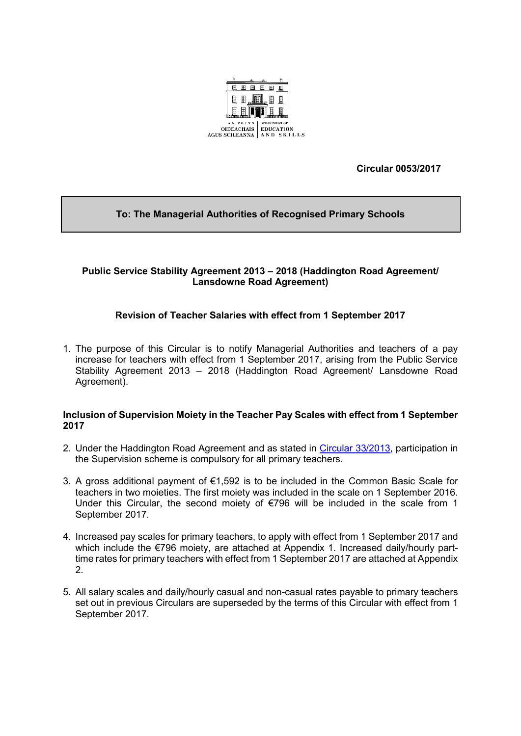AN ROINN OIDEACHAIS AGUS SCILEANNA | DEPARTMENT OF EDUCATION AND SKILLS

**Circular 0053/2017**

**To: The Managerial Authorities of Recognised Primary Schools**

**Public Service Stability Agreement 2013 – 2018 (Haddington Road Agreement/ Lansdowne Road Agreement)**

**Revision of Teacher Salaries with effect from 1 September 2017**

1. The purpose of this Circular is to notify Managerial Authorities and teachers of a pay increase for teachers with effect from 1 September 2017, arising from the Public Service Stability Agreement 2013 – 2018 (Haddington Road Agreement/ Lansdowne Road Agreement).

**Inclusion of Supervision Moiety in the Teacher Pay Scales with effect from 1 September 2017**

2. Under the Haddington Road Agreement and as stated in Circular 33/2013, participation in the Supervision scheme is compulsory for all primary teachers.
3. A gross additional payment of €1,592 is to be included in the Common Basic Scale for teachers in two moieties. The first moiety was included in the scale on 1 September 2016. Under this Circular, the second moiety of €796 will be included in the scale from 1 September 2017.
4. Increased pay scales for primary teachers, to apply with effect from 1 September 2017 and which include the €796 moiety, are attached at Appendix 1. Increased daily/hourly part-time rates for primary teachers with effect from 1 September 2017 are attached at Appendix 2.
5. All salary scales and daily/hourly casual and non-casual rates payable to primary teachers set out in previous Circulars are superseded by the terms of this Circular with effect from 1 September 2017.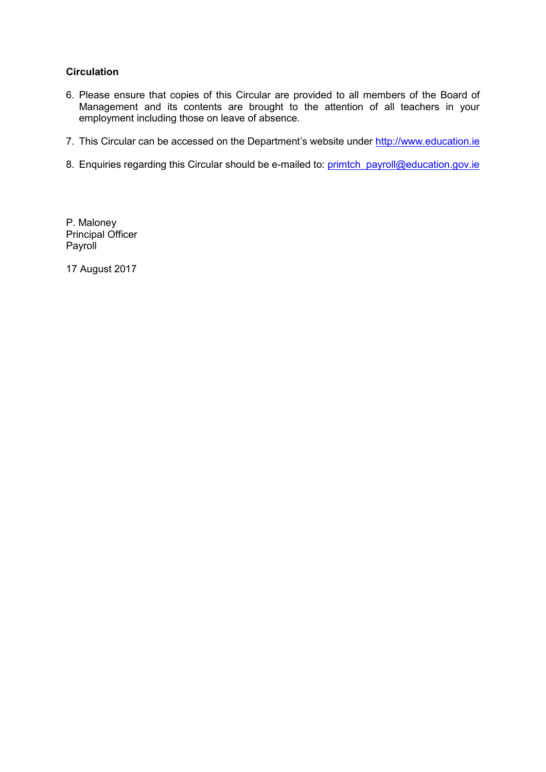**Circulation**

6. Please ensure that copies of this Circular are provided to all members of the Board of Management and its contents are brought to the attention of all teachers in your employment including those on leave of absence.

7. This Circular can be accessed on the Department's website under http://www.education.ie

8. Enquiries regarding this Circular should be e-mailed to: primtch_payroll@education.gov.ie

P. Maloney
Principal Officer
Payroll

17 August 2017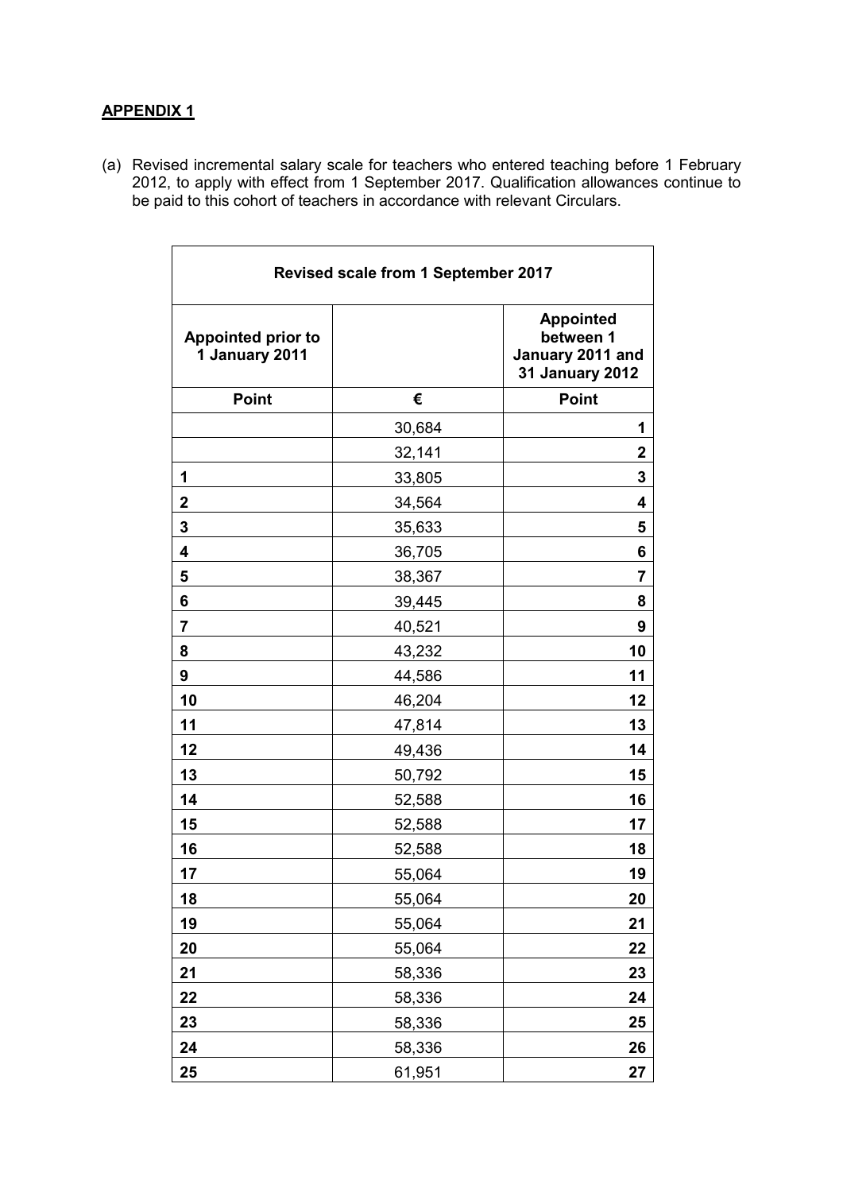**APPENDIX 1**

(a) Revised incremental salary scale for teachers who entered teaching before 1 February 2012, to apply with effect from 1 September 2017. Qualification allowances continue to be paid to this cohort of teachers in accordance with relevant Circulars.

| Revised scale from 1 September 2017 | | |
|---|---|---|
| **Appointed prior to 1 January 2011** | | **Appointed between 1 January 2011 and 31 January 2012** |
| **Point** | **€** | **Point** |
| | 30,684 | **1** |
| | 32,141 | **2** |
| **1** | 33,805 | **3** |
| **2** | 34,564 | **4** |
| **3** | 35,633 | **5** |
| **4** | 36,705 | **6** |
| **5** | 38,367 | **7** |
| **6** | 39,445 | **8** |
| **7** | 40,521 | **9** |
| **8** | 43,232 | **10** |
| **9** | 44,586 | **11** |
| **10** | 46,204 | **12** |
| **11** | 47,814 | **13** |
| **12** | 49,436 | **14** |
| **13** | 50,792 | **15** |
| **14** | 52,588 | **16** |
| **15** | 52,588 | **17** |
| **16** | 52,588 | **18** |
| **17** | 55,064 | **19** |
| **18** | 55,064 | **20** |
| **19** | 55,064 | **21** |
| **20** | 55,064 | **22** |
| **21** | 58,336 | **23** |
| **22** | 58,336 | **24** |
| **23** | 58,336 | **25** |
| **24** | 58,336 | **26** |
| **25** | 61,951 | **27** |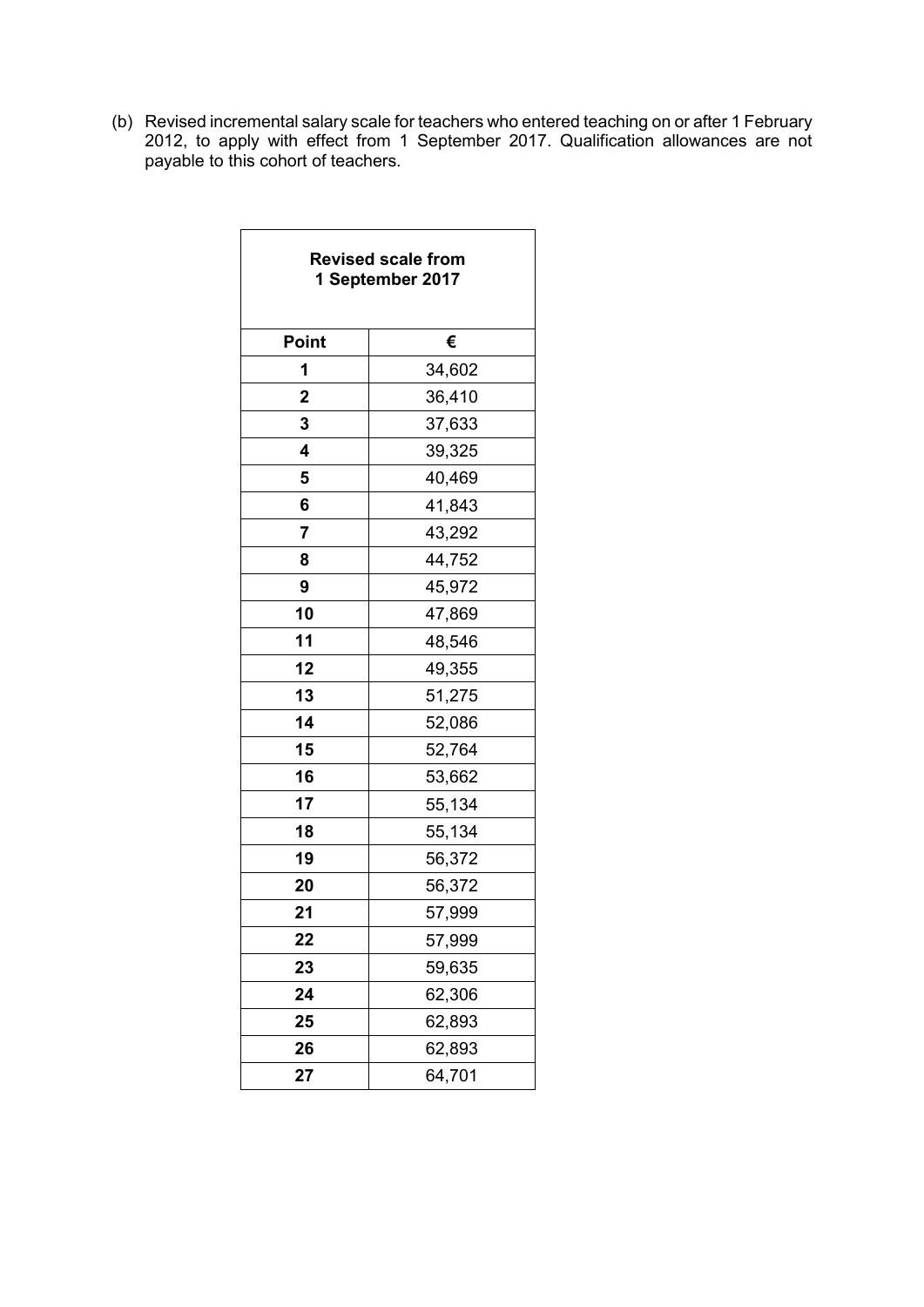(b) Revised incremental salary scale for teachers who entered teaching on or after 1 February 2012, to apply with effect from 1 September 2017. Qualification allowances are not payable to this cohort of teachers.

| **Revised scale from 1 September 2017** | |
|---|---|
| **Point** | **€** |
| **1** | 34,602 |
| **2** | 36,410 |
| **3** | 37,633 |
| **4** | 39,325 |
| **5** | 40,469 |
| **6** | 41,843 |
| **7** | 43,292 |
| **8** | 44,752 |
| **9** | 45,972 |
| **10** | 47,869 |
| **11** | 48,546 |
| **12** | 49,355 |
| **13** | 51,275 |
| **14** | 52,086 |
| **15** | 52,764 |
| **16** | 53,662 |
| **17** | 55,134 |
| **18** | 55,134 |
| **19** | 56,372 |
| **20** | 56,372 |
| **21** | 57,999 |
| **22** | 57,999 |
| **23** | 59,635 |
| **24** | 62,306 |
| **25** | 62,893 |
| **26** | 62,893 |
| **27** | 64,701 |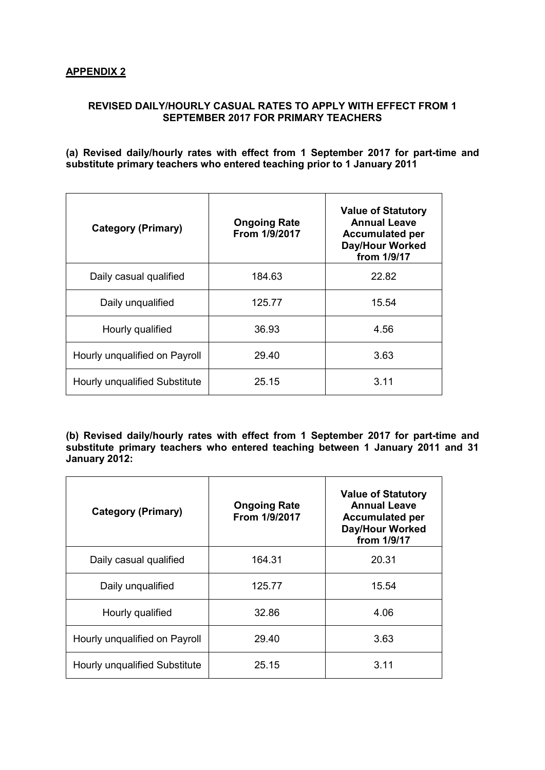## APPENDIX 2

### REVISED DAILY/HOURLY CASUAL RATES TO APPLY WITH EFFECT FROM 1 SEPTEMBER 2017 FOR PRIMARY TEACHERS

**(a) Revised daily/hourly rates with effect from 1 September 2017 for part-time and substitute primary teachers who entered teaching prior to 1 January 2011**

| Category (Primary) | Ongoing Rate From 1/9/2017 | Value of Statutory Annual Leave Accumulated per Day/Hour Worked from 1/9/17 |
|---|---|---|
| Daily casual qualified | 184.63 | 22.82 |
| Daily unqualified | 125.77 | 15.54 |
| Hourly qualified | 36.93 | 4.56 |
| Hourly unqualified on Payroll | 29.40 | 3.63 |
| Hourly unqualified Substitute | 25.15 | 3.11 |

**(b) Revised daily/hourly rates with effect from 1 September 2017 for part-time and substitute primary teachers who entered teaching between 1 January 2011 and 31 January 2012:**

| Category (Primary) | Ongoing Rate From 1/9/2017 | Value of Statutory Annual Leave Accumulated per Day/Hour Worked from 1/9/17 |
|---|---|---|
| Daily casual qualified | 164.31 | 20.31 |
| Daily unqualified | 125.77 | 15.54 |
| Hourly qualified | 32.86 | 4.06 |
| Hourly unqualified on Payroll | 29.40 | 3.63 |
| Hourly unqualified Substitute | 25.15 | 3.11 |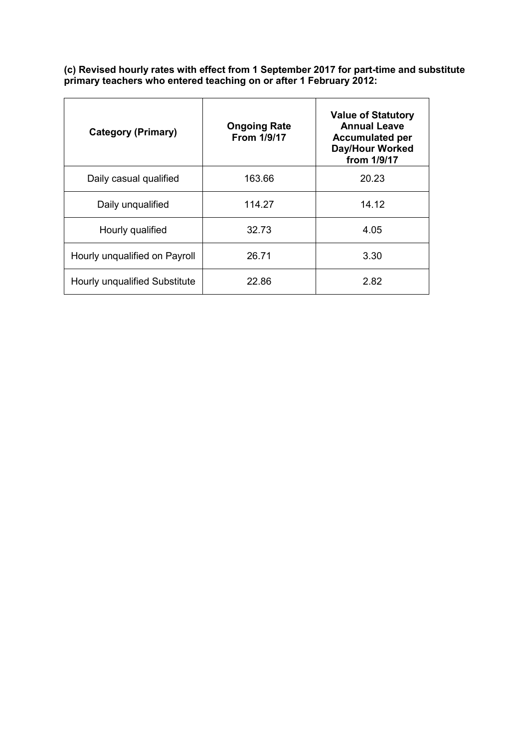**(c) Revised hourly rates with effect from 1 September 2017 for part-time and substitute primary teachers who entered teaching on or after 1 February 2012:**

| Category (Primary) | Ongoing Rate From 1/9/17 | Value of Statutory Annual Leave Accumulated per Day/Hour Worked from 1/9/17 |
|---|---|---|
| Daily casual qualified | 163.66 | 20.23 |
| Daily unqualified | 114.27 | 14.12 |
| Hourly qualified | 32.73 | 4.05 |
| Hourly unqualified on Payroll | 26.71 | 3.30 |
| Hourly unqualified Substitute | 22.86 | 2.82 |